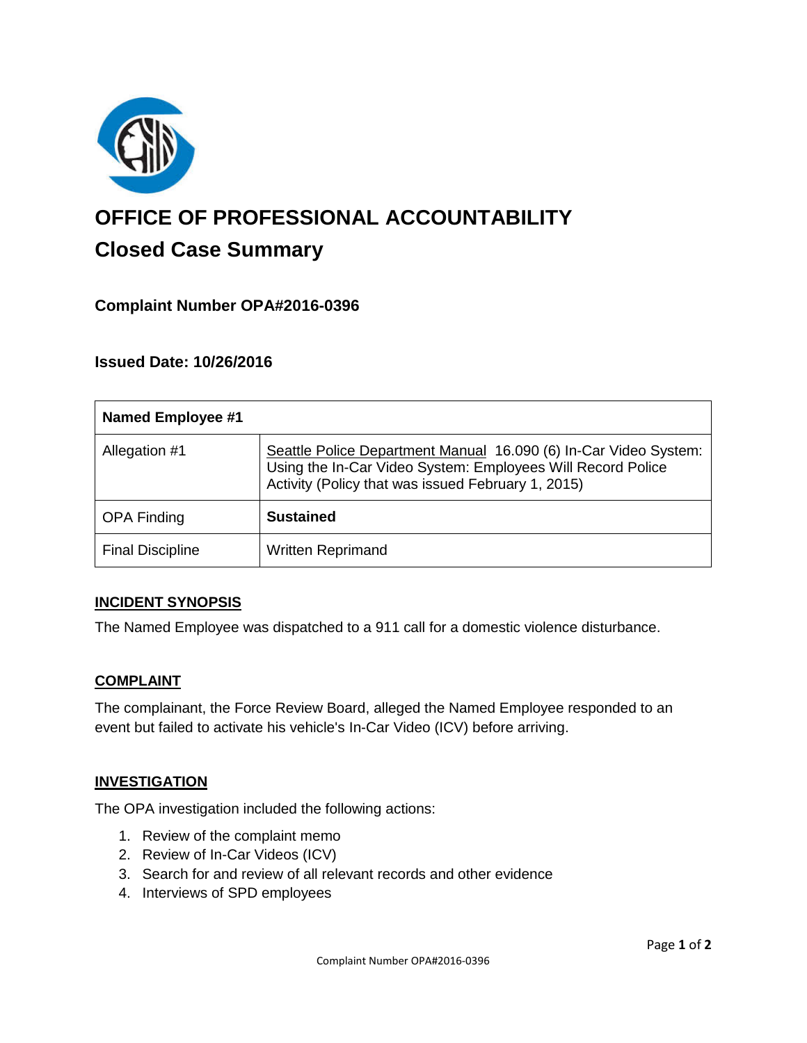# OFFICE OF PROFESSIONAL ACCOUNTABILITY

## Closed Case Summary

### Complaint Number OPA#2016-0396

### Issued Date: 10/26/2016

| Named Employee #1 | |
|---|---|
| Allegation #1 | Seattle Police Department Manual 16.090 (6) In-Car Video System: Using the In-Car Video System: Employees Will Record Police Activity (Policy that was issued February 1, 2015) |
| OPA Finding | **Sustained** |
| Final Discipline | Written Reprimand |

**INCIDENT SYNOPSIS**

The Named Employee was dispatched to a 911 call for a domestic violence disturbance.

**COMPLAINT**

The complainant, the Force Review Board, alleged the Named Employee responded to an event but failed to activate his vehicle's In-Car Video (ICV) before arriving.

**INVESTIGATION**

The OPA investigation included the following actions:

1. Review of the complaint memo
2. Review of In-Car Videos (ICV)
3. Search for and review of all relevant records and other evidence
4. Interviews of SPD employees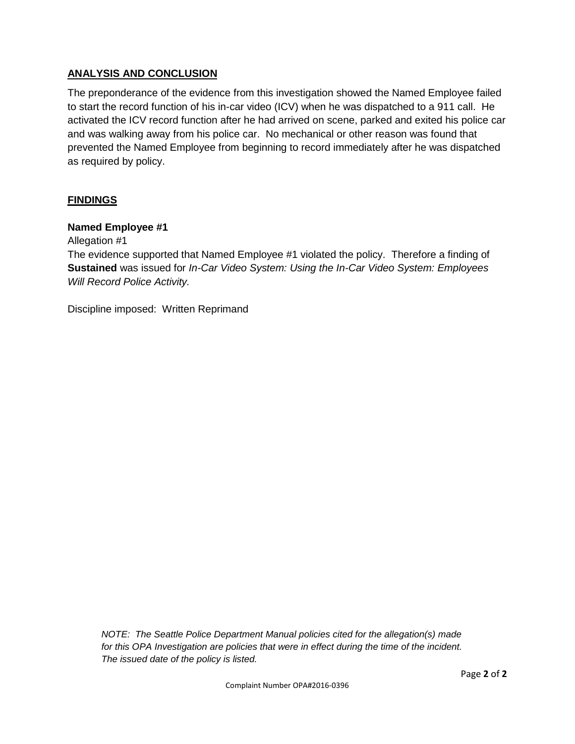## ANALYSIS AND CONCLUSION

The preponderance of the evidence from this investigation showed the Named Employee failed to start the record function of his in-car video (ICV) when he was dispatched to a 911 call. He activated the ICV record function after he had arrived on scene, parked and exited his police car and was walking away from his police car. No mechanical or other reason was found that prevented the Named Employee from beginning to record immediately after he was dispatched as required by policy.

## FINDINGS

**Named Employee #1**

Allegation #1

The evidence supported that Named Employee #1 violated the policy. Therefore a finding of **Sustained** was issued for *In-Car Video System: Using the In-Car Video System: Employees Will Record Police Activity.*

Discipline imposed: Written Reprimand

*NOTE: The Seattle Police Department Manual policies cited for the allegation(s) made for this OPA Investigation are policies that were in effect during the time of the incident. The issued date of the policy is listed.*

Complaint Number OPA#2016-0396